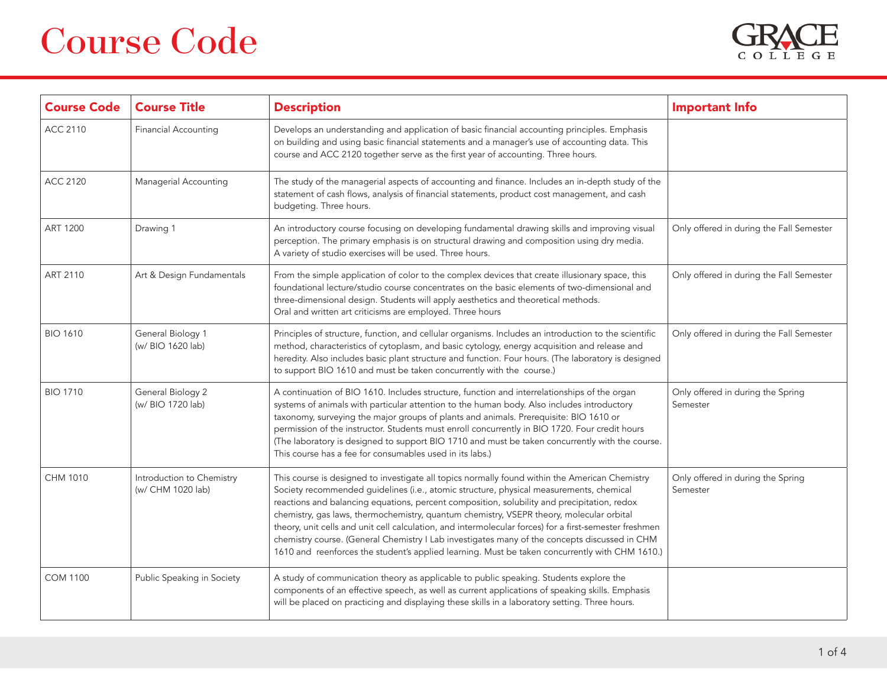# Course Code

| Course Code | Course Title | Description | Important Info |
|---|---|---|---|
| ACC 2110 | Financial Accounting | Develops an understanding and application of basic financial accounting principles. Emphasis on building and using basic financial statements and a manager's use of accounting data. This course and ACC 2120 together serve as the first year of accounting. Three hours. | |
| ACC 2120 | Managerial Accounting | The study of the managerial aspects of accounting and finance. Includes an in-depth study of the statement of cash flows, analysis of financial statements, product cost management, and cash budgeting. Three hours. | |
| ART 1200 | Drawing 1 | An introductory course focusing on developing fundamental drawing skills and improving visual perception. The primary emphasis is on structural drawing and composition using dry media. A variety of studio exercises will be used. Three hours. | Only offered in during the Fall Semester |
| ART 2110 | Art & Design Fundamentals | From the simple application of color to the complex devices that create illusionary space, this foundational lecture/studio course concentrates on the basic elements of two-dimensional and three-dimensional design. Students will apply aesthetics and theoretical methods. Oral and written art criticisms are employed. Three hours | Only offered in during the Fall Semester |
| BIO 1610 | General Biology 1 (w/ BIO 1620 lab) | Principles of structure, function, and cellular organisms. Includes an introduction to the scientific method, characteristics of cytoplasm, and basic cytology, energy acquisition and release and heredity. Also includes basic plant structure and function. Four hours. (The laboratory is designed to support BIO 1610 and must be taken concurrently with the course.) | Only offered in during the Fall Semester |
| BIO 1710 | General Biology 2 (w/ BIO 1720 lab) | A continuation of BIO 1610. Includes structure, function and interrelationships of the organ systems of animals with particular attention to the human body. Also includes introductory taxonomy, surveying the major groups of plants and animals. Prerequisite: BIO 1610 or permission of the instructor. Students must enroll concurrently in BIO 1720. Four credit hours (The laboratory is designed to support BIO 1710 and must be taken concurrently with the course. This course has a fee for consumables used in its labs.) | Only offered in during the Spring Semester |
| CHM 1010 | Introduction to Chemistry (w/ CHM 1020 lab) | This course is designed to investigate all topics normally found within the American Chemistry Society recommended guidelines (i.e., atomic structure, physical measurements, chemical reactions and balancing equations, percent composition, solubility and precipitation, redox chemistry, gas laws, thermochemistry, quantum chemistry, VSEPR theory, molecular orbital theory, unit cells and unit cell calculation, and intermolecular forces) for a first-semester freshmen chemistry course. (General Chemistry I Lab investigates many of the concepts discussed in CHM 1610 and reenforces the student's applied learning. Must be taken concurrently with CHM 1610.) | Only offered in during the Spring Semester |
| COM 1100 | Public Speaking in Society | A study of communication theory as applicable to public speaking. Students explore the components of an effective speech, as well as current applications of speaking skills. Emphasis will be placed on practicing and displaying these skills in a laboratory setting. Three hours. | |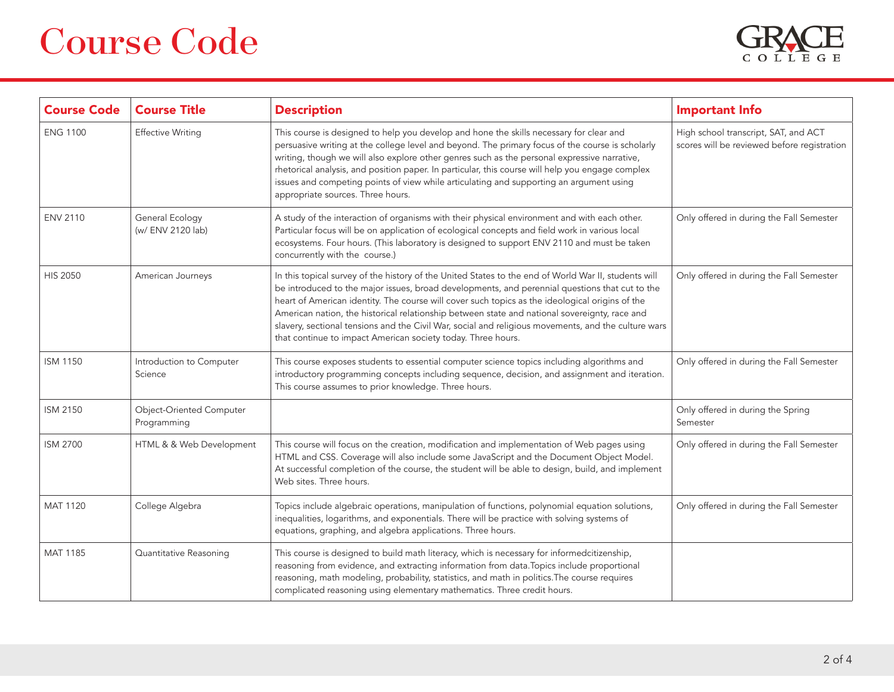# Course Code

| Course Code | Course Title | Description | Important Info |
|---|---|---|---|
| ENG 1100 | Effective Writing | This course is designed to help you develop and hone the skills necessary for clear and persuasive writing at the college level and beyond. The primary focus of the course is scholarly writing, though we will also explore other genres such as the personal expressive narrative, rhetorical analysis, and position paper. In particular, this course will help you engage complex issues and competing points of view while articulating and supporting an argument using appropriate sources. Three hours. | High school transcript, SAT, and ACT scores will be reviewed before registration |
| ENV 2110 | General Ecology (w/ ENV 2120 lab) | A study of the interaction of organisms with their physical environment and with each other. Particular focus will be on application of ecological concepts and field work in various local ecosystems. Four hours. (This laboratory is designed to support ENV 2110 and must be taken concurrently with the course.) | Only offered in during the Fall Semester |
| HIS 2050 | American Journeys | In this topical survey of the history of the United States to the end of World War II, students will be introduced to the major issues, broad developments, and perennial questions that cut to the heart of American identity. The course will cover such topics as the ideological origins of the American nation, the historical relationship between state and national sovereignty, race and slavery, sectional tensions and the Civil War, social and religious movements, and the culture wars that continue to impact American society today. Three hours. | Only offered in during the Fall Semester |
| ISM 1150 | Introduction to Computer Science | This course exposes students to essential computer science topics including algorithms and introductory programming concepts including sequence, decision, and assignment and iteration. This course assumes to prior knowledge. Three hours. | Only offered in during the Fall Semester |
| ISM 2150 | Object-Oriented Computer Programming | | Only offered in during the Spring Semester |
| ISM 2700 | HTML & & Web Development | This course will focus on the creation, modification and implementation of Web pages using HTML and CSS. Coverage will also include some JavaScript and the Document Object Model. At successful completion of the course, the student will be able to design, build, and implement Web sites. Three hours. | Only offered in during the Fall Semester |
| MAT 1120 | College Algebra | Topics include algebraic operations, manipulation of functions, polynomial equation solutions, inequalities, logarithms, and exponentials. There will be practice with solving systems of equations, graphing, and algebra applications. Three hours. | Only offered in during the Fall Semester |
| MAT 1185 | Quantitative Reasoning | This course is designed to build math literacy, which is necessary for informedcitizenship, reasoning from evidence, and extracting information from data.Topics include proportional reasoning, math modeling, probability, statistics, and math in politics.The course requires complicated reasoning using elementary mathematics. Three credit hours. | |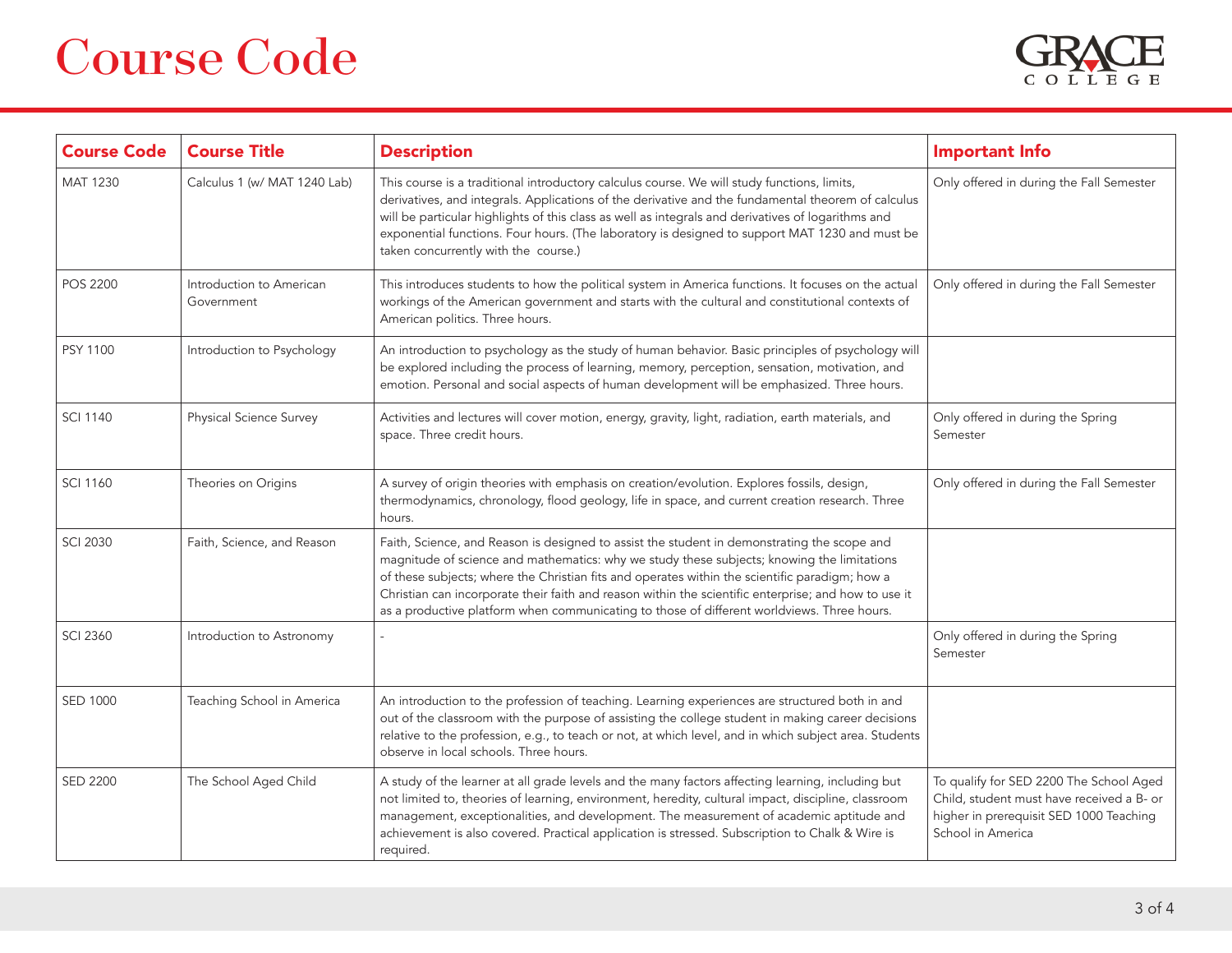# Course Code

| Course Code | Course Title | Description | Important Info |
| --- | --- | --- | --- |
| MAT 1230 | Calculus 1 (w/ MAT 1240 Lab) | This course is a traditional introductory calculus course. We will study functions, limits, derivatives, and integrals. Applications of the derivative and the fundamental theorem of calculus will be particular highlights of this class as well as integrals and derivatives of logarithms and exponential functions. Four hours. (The laboratory is designed to support MAT 1230 and must be taken concurrently with the course.) | Only offered in during the Fall Semester |
| POS 2200 | Introduction to American Government | This introduces students to how the political system in America functions. It focuses on the actual workings of the American government and starts with the cultural and constitutional contexts of American politics. Three hours. | Only offered in during the Fall Semester |
| PSY 1100 | Introduction to Psychology | An introduction to psychology as the study of human behavior. Basic principles of psychology will be explored including the process of learning, memory, perception, sensation, motivation, and emotion. Personal and social aspects of human development will be emphasized. Three hours. | |
| SCI 1140 | Physical Science Survey | Activities and lectures will cover motion, energy, gravity, light, radiation, earth materials, and space. Three credit hours. | Only offered in during the Spring Semester |
| SCI 1160 | Theories on Origins | A survey of origin theories with emphasis on creation/evolution. Explores fossils, design, thermodynamics, chronology, flood geology, life in space, and current creation research. Three hours. | Only offered in during the Fall Semester |
| SCI 2030 | Faith, Science, and Reason | Faith, Science, and Reason is designed to assist the student in demonstrating the scope and magnitude of science and mathematics: why we study these subjects; knowing the limitations of these subjects; where the Christian fits and operates within the scientific paradigm; how a Christian can incorporate their faith and reason within the scientific enterprise; and how to use it as a productive platform when communicating to those of different worldviews. Three hours. | |
| SCI 2360 | Introduction to Astronomy | - | Only offered in during the Spring Semester |
| SED 1000 | Teaching School in America | An introduction to the profession of teaching. Learning experiences are structured both in and out of the classroom with the purpose of assisting the college student in making career decisions relative to the profession, e.g., to teach or not, at which level, and in which subject area. Students observe in local schools. Three hours. | |
| SED 2200 | The School Aged Child | A study of the learner at all grade levels and the many factors affecting learning, including but not limited to, theories of learning, environment, heredity, cultural impact, discipline, classroom management, exceptionalities, and development. The measurement of academic aptitude and achievement is also covered. Practical application is stressed. Subscription to Chalk & Wire is required. | To qualify for SED 2200 The School Aged Child, student must have received a B- or higher in prerequisit SED 1000 Teaching School in America |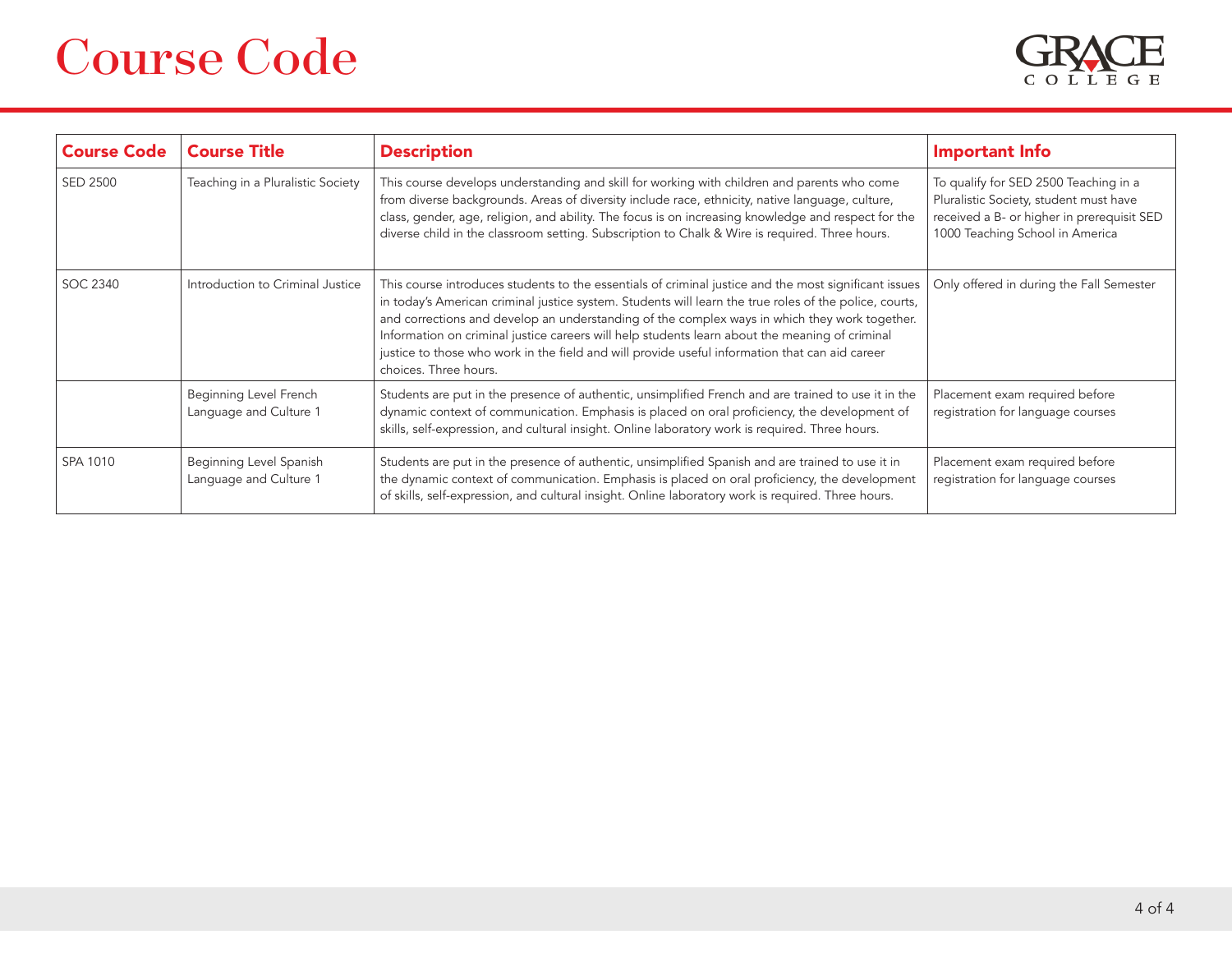# Course Code

| Course Code | Course Title | Description | Important Info |
|---|---|---|---|
| SED 2500 | Teaching in a Pluralistic Society | This course develops understanding and skill for working with children and parents who come from diverse backgrounds. Areas of diversity include race, ethnicity, native language, culture, class, gender, age, religion, and ability. The focus is on increasing knowledge and respect for the diverse child in the classroom setting. Subscription to Chalk & Wire is required. Three hours. | To qualify for SED 2500 Teaching in a Pluralistic Society, student must have received a B- or higher in prerequisit SED 1000 Teaching School in America |
| SOC 2340 | Introduction to Criminal Justice | This course introduces students to the essentials of criminal justice and the most significant issues in today's American criminal justice system. Students will learn the true roles of the police, courts, and corrections and develop an understanding of the complex ways in which they work together. Information on criminal justice careers will help students learn about the meaning of criminal justice to those who work in the field and will provide useful information that can aid career choices. Three hours. | Only offered in during the Fall Semester |
| | Beginning Level French Language and Culture 1 | Students are put in the presence of authentic, unsimplified French and are trained to use it in the dynamic context of communication. Emphasis is placed on oral proficiency, the development of skills, self-expression, and cultural insight. Online laboratory work is required. Three hours. | Placement exam required before registration for language courses |
| SPA 1010 | Beginning Level Spanish Language and Culture 1 | Students are put in the presence of authentic, unsimplified Spanish and are trained to use it in the dynamic context of communication. Emphasis is placed on oral proficiency, the development of skills, self-expression, and cultural insight. Online laboratory work is required. Three hours. | Placement exam required before registration for language courses |